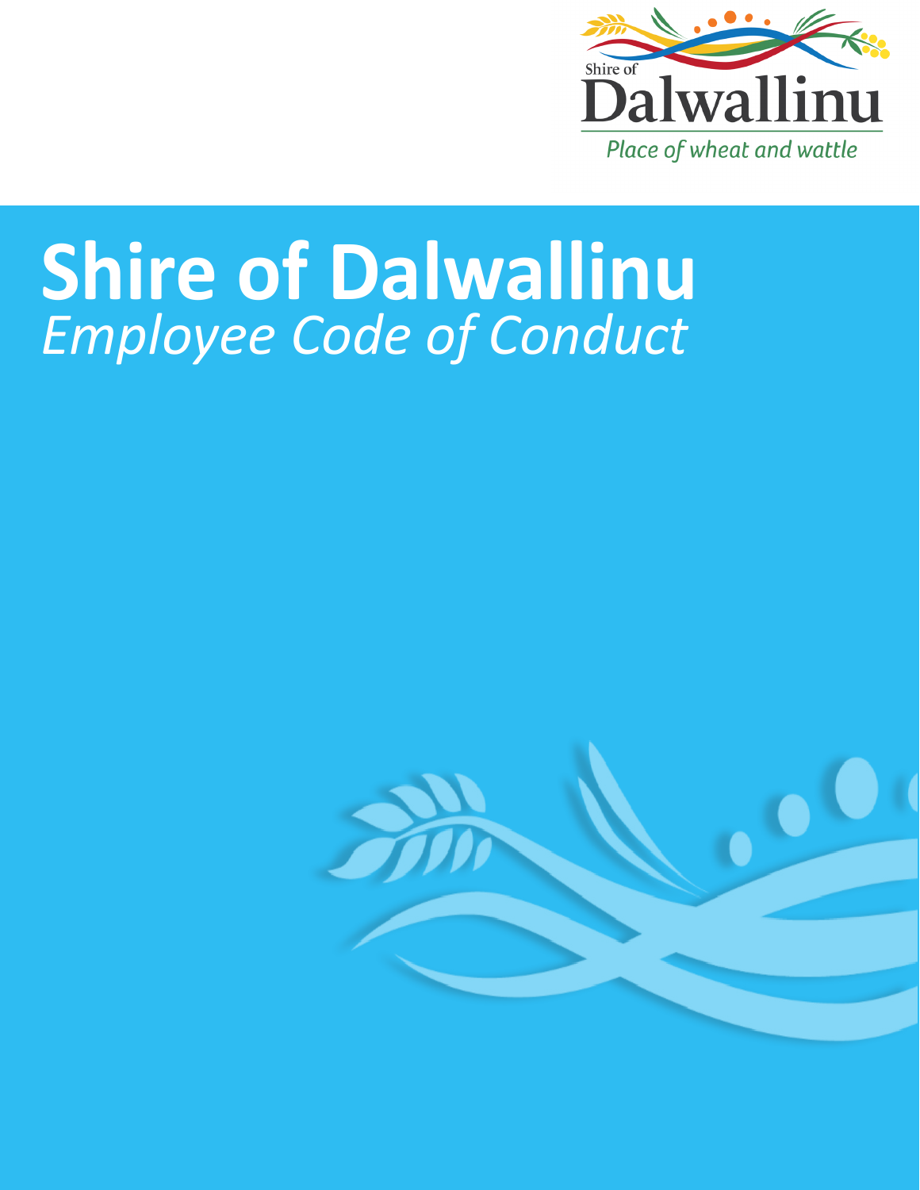Shire of Dalwallinu

Place of wheat and wattle

# Shire of Dalwallinu

*Employee Code of Conduct*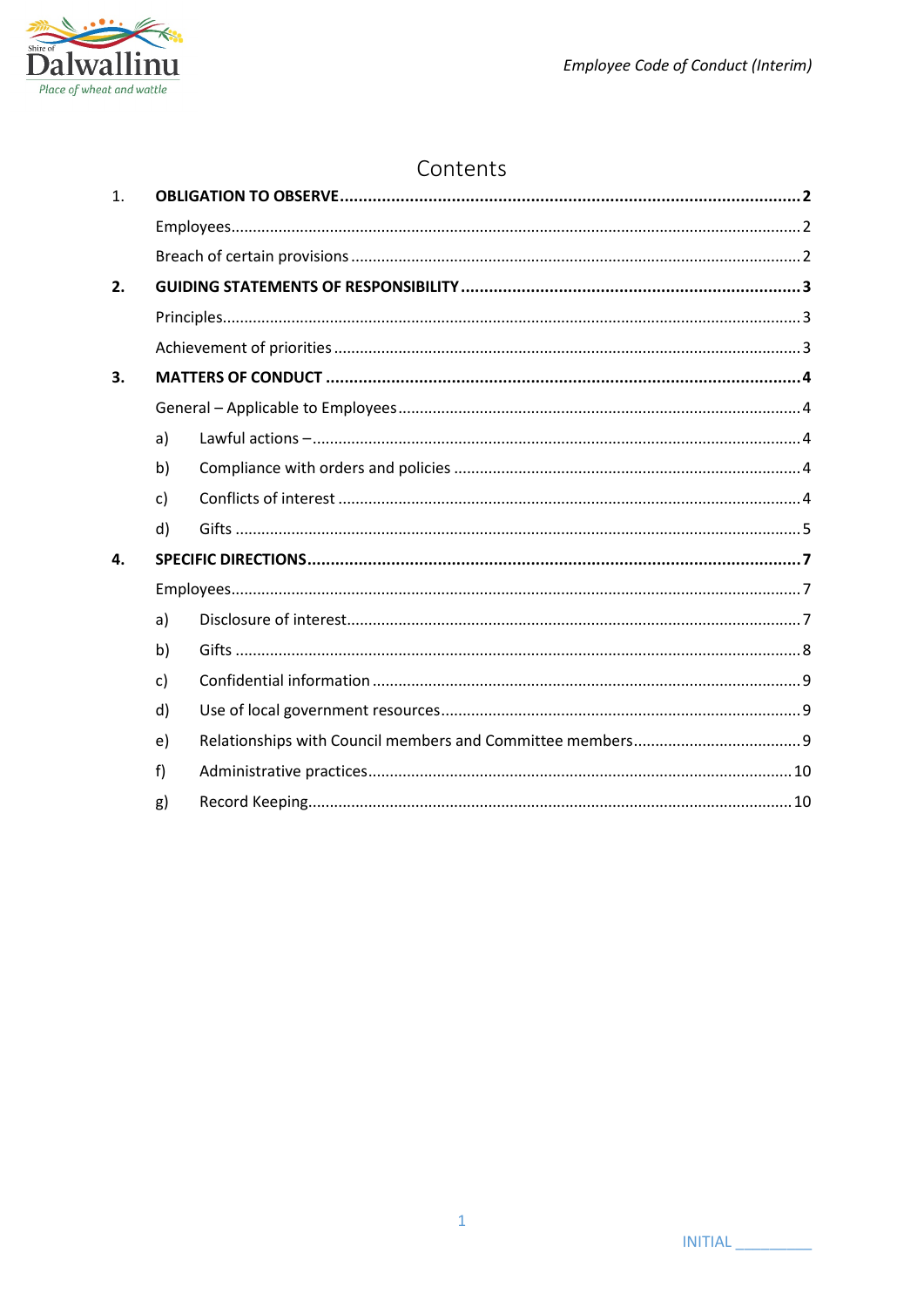# Contents

1. **OBLIGATION TO OBSERVE** ..... **2**
   - Employees ..... 2
   - Breach of certain provisions ..... 2
2. **GUIDING STATEMENTS OF RESPONSIBILITY** ..... **3**
   - Principles ..... 3
   - Achievement of priorities ..... 3
3. **MATTERS OF CONDUCT** ..... **4**
   - General – Applicable to Employees ..... 4
     - a) Lawful actions – ..... 4
     - b) Compliance with orders and policies ..... 4
     - c) Conflicts of interest ..... 4
     - d) Gifts ..... 5
4. **SPECIFIC DIRECTIONS** ..... **7**
   - Employees ..... 7
     - a) Disclosure of interest ..... 7
     - b) Gifts ..... 8
     - c) Confidential information ..... 9
     - d) Use of local government resources ..... 9
     - e) Relationships with Council members and Committee members ..... 9
     - f) Administrative practices ..... 10
     - g) Record Keeping ..... 10

INITIAL ________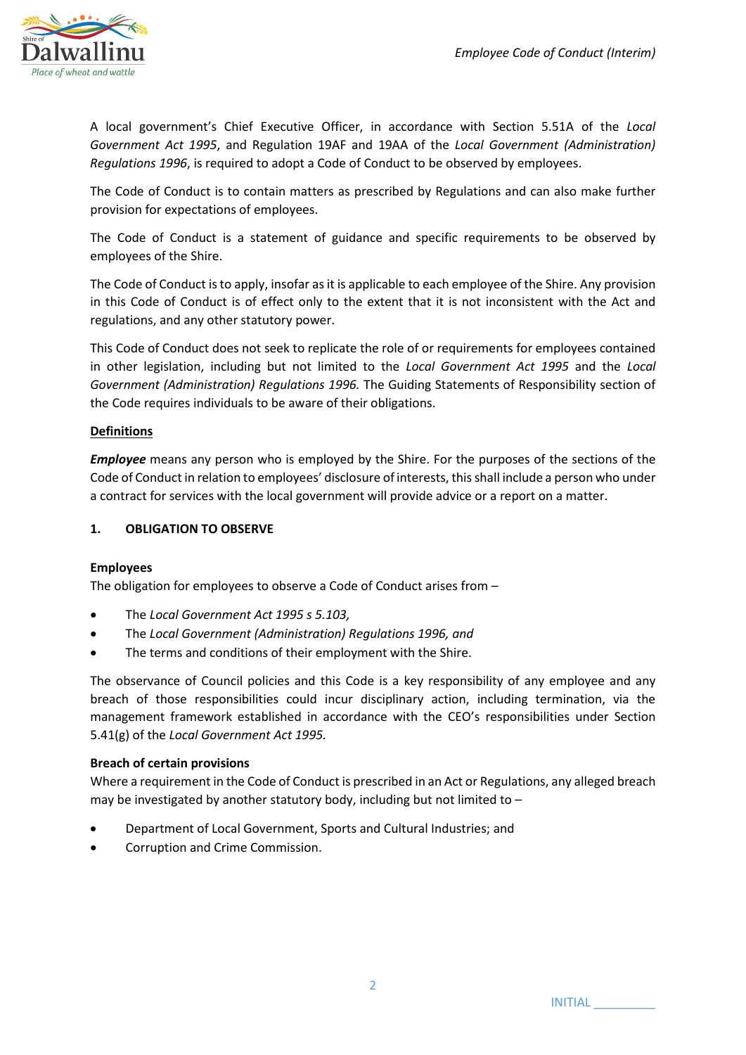A local government's Chief Executive Officer, in accordance with Section 5.51A of the *Local Government Act 1995*, and Regulation 19AF and 19AA of the *Local Government (Administration) Regulations 1996*, is required to adopt a Code of Conduct to be observed by employees.

The Code of Conduct is to contain matters as prescribed by Regulations and can also make further provision for expectations of employees.

The Code of Conduct is a statement of guidance and specific requirements to be observed by employees of the Shire.

The Code of Conduct is to apply, insofar as it is applicable to each employee of the Shire. Any provision in this Code of Conduct is of effect only to the extent that it is not inconsistent with the Act and regulations, and any other statutory power.

This Code of Conduct does not seek to replicate the role of or requirements for employees contained in other legislation, including but not limited to the *Local Government Act 1995* and the *Local Government (Administration) Regulations 1996.* The Guiding Statements of Responsibility section of the Code requires individuals to be aware of their obligations.

**Definitions**

***Employee*** means any person who is employed by the Shire. For the purposes of the sections of the Code of Conduct in relation to employees' disclosure of interests, this shall include a person who under a contract for services with the local government will provide advice or a report on a matter.

## 1. OBLIGATION TO OBSERVE

**Employees**

The obligation for employees to observe a Code of Conduct arises from –

- The *Local Government Act 1995 s 5.103,*
- The *Local Government (Administration) Regulations 1996, and*
- The terms and conditions of their employment with the Shire.

The observance of Council policies and this Code is a key responsibility of any employee and any breach of those responsibilities could incur disciplinary action, including termination, via the management framework established in accordance with the CEO's responsibilities under Section 5.41(g) of the *Local Government Act 1995.*

**Breach of certain provisions**

Where a requirement in the Code of Conduct is prescribed in an Act or Regulations, any alleged breach may be investigated by another statutory body, including but not limited to –

- Department of Local Government, Sports and Cultural Industries; and
- Corruption and Crime Commission.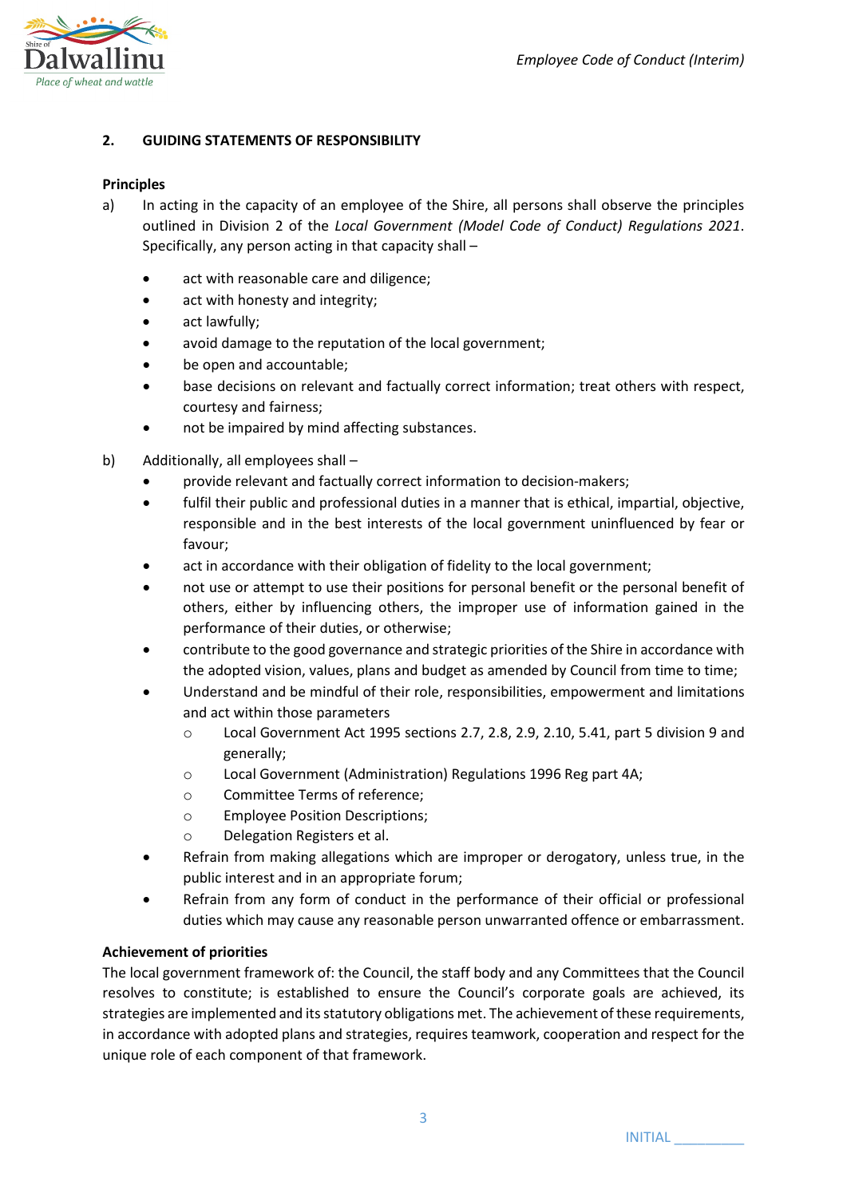## 2. GUIDING STATEMENTS OF RESPONSIBILITY

**Principles**

a) In acting in the capacity of an employee of the Shire, all persons shall observe the principles outlined in Division 2 of the *Local Government (Model Code of Conduct) Regulations 2021*. Specifically, any person acting in that capacity shall –

- act with reasonable care and diligence;
- act with honesty and integrity;
- act lawfully;
- avoid damage to the reputation of the local government;
- be open and accountable;
- base decisions on relevant and factually correct information; treat others with respect, courtesy and fairness;
- not be impaired by mind affecting substances.

b) Additionally, all employees shall –

- provide relevant and factually correct information to decision-makers;
- fulfil their public and professional duties in a manner that is ethical, impartial, objective, responsible and in the best interests of the local government uninfluenced by fear or favour;
- act in accordance with their obligation of fidelity to the local government;
- not use or attempt to use their positions for personal benefit or the personal benefit of others, either by influencing others, the improper use of information gained in the performance of their duties, or otherwise;
- contribute to the good governance and strategic priorities of the Shire in accordance with the adopted vision, values, plans and budget as amended by Council from time to time;
- Understand and be mindful of their role, responsibilities, empowerment and limitations and act within those parameters
  - Local Government Act 1995 sections 2.7, 2.8, 2.9, 2.10, 5.41, part 5 division 9 and generally;
  - Local Government (Administration) Regulations 1996 Reg part 4A;
  - Committee Terms of reference;
  - Employee Position Descriptions;
  - Delegation Registers et al.
- Refrain from making allegations which are improper or derogatory, unless true, in the public interest and in an appropriate forum;
- Refrain from any form of conduct in the performance of their official or professional duties which may cause any reasonable person unwarranted offence or embarrassment.

**Achievement of priorities**

The local government framework of: the Council, the staff body and any Committees that the Council resolves to constitute; is established to ensure the Council's corporate goals are achieved, its strategies are implemented and its statutory obligations met. The achievement of these requirements, in accordance with adopted plans and strategies, requires teamwork, cooperation and respect for the unique role of each component of that framework.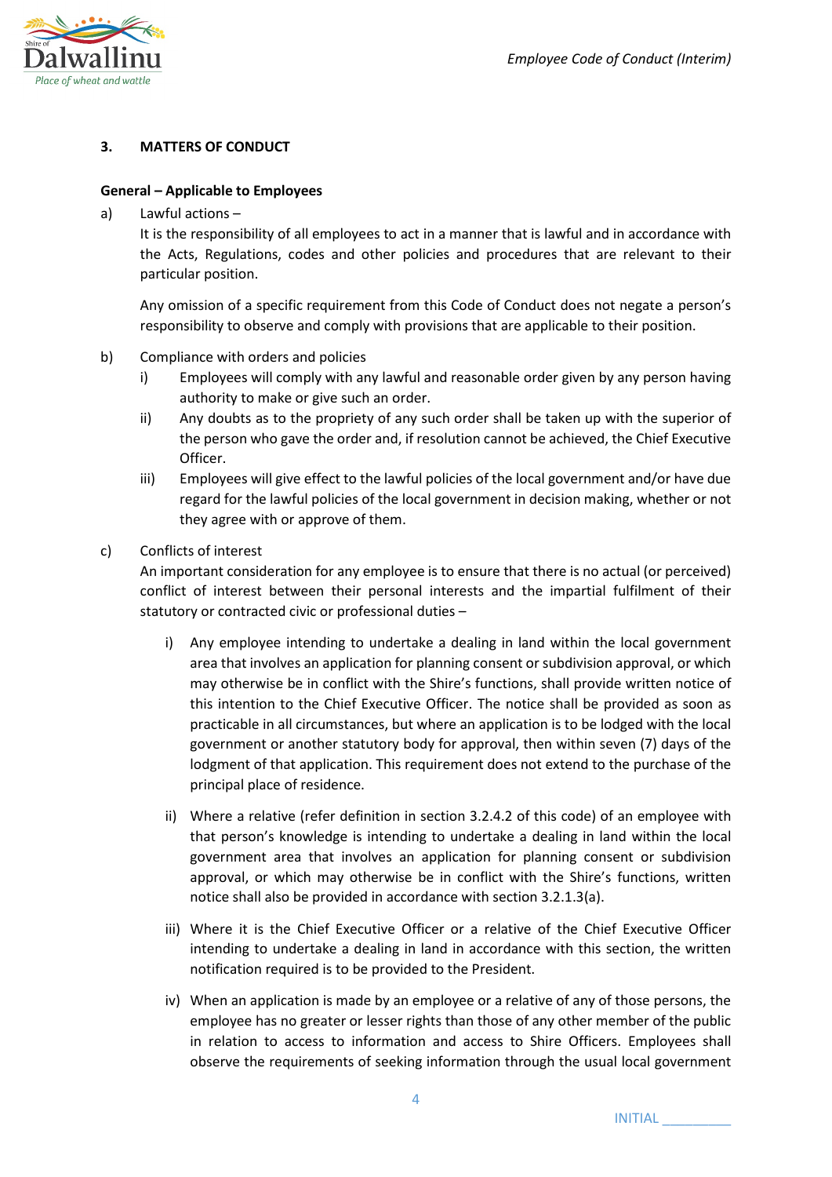## 3. MATTERS OF CONDUCT

**General – Applicable to Employees**

a) Lawful actions –

It is the responsibility of all employees to act in a manner that is lawful and in accordance with the Acts, Regulations, codes and other policies and procedures that are relevant to their particular position.

Any omission of a specific requirement from this Code of Conduct does not negate a person's responsibility to observe and comply with provisions that are applicable to their position.

b) Compliance with orders and policies

i) Employees will comply with any lawful and reasonable order given by any person having authority to make or give such an order.

ii) Any doubts as to the propriety of any such order shall be taken up with the superior of the person who gave the order and, if resolution cannot be achieved, the Chief Executive Officer.

iii) Employees will give effect to the lawful policies of the local government and/or have due regard for the lawful policies of the local government in decision making, whether or not they agree with or approve of them.

c) Conflicts of interest

An important consideration for any employee is to ensure that there is no actual (or perceived) conflict of interest between their personal interests and the impartial fulfilment of their statutory or contracted civic or professional duties –

i) Any employee intending to undertake a dealing in land within the local government area that involves an application for planning consent or subdivision approval, or which may otherwise be in conflict with the Shire's functions, shall provide written notice of this intention to the Chief Executive Officer. The notice shall be provided as soon as practicable in all circumstances, but where an application is to be lodged with the local government or another statutory body for approval, then within seven (7) days of the lodgment of that application. This requirement does not extend to the purchase of the principal place of residence.

ii) Where a relative (refer definition in section 3.2.4.2 of this code) of an employee with that person's knowledge is intending to undertake a dealing in land within the local government area that involves an application for planning consent or subdivision approval, or which may otherwise be in conflict with the Shire's functions, written notice shall also be provided in accordance with section 3.2.1.3(a).

iii) Where it is the Chief Executive Officer or a relative of the Chief Executive Officer intending to undertake a dealing in land in accordance with this section, the written notification required is to be provided to the President.

iv) When an application is made by an employee or a relative of any of those persons, the employee has no greater or lesser rights than those of any other member of the public in relation to access to information and access to Shire Officers. Employees shall observe the requirements of seeking information through the usual local government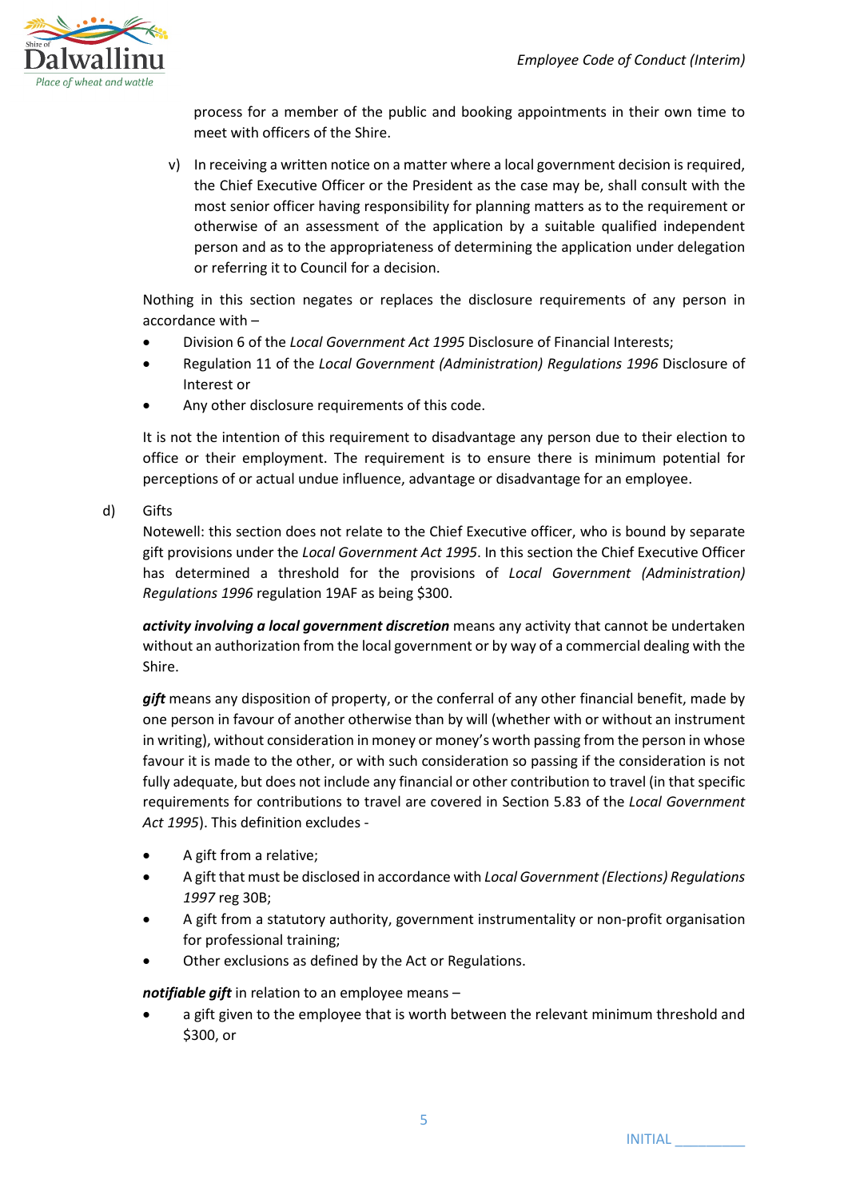process for a member of the public and booking appointments in their own time to meet with officers of the Shire.

v) In receiving a written notice on a matter where a local government decision is required, the Chief Executive Officer or the President as the case may be, shall consult with the most senior officer having responsibility for planning matters as to the requirement or otherwise of an assessment of the application by a suitable qualified independent person and as to the appropriateness of determining the application under delegation or referring it to Council for a decision.

Nothing in this section negates or replaces the disclosure requirements of any person in accordance with –

- Division 6 of the *Local Government Act 1995* Disclosure of Financial Interests;
- Regulation 11 of the *Local Government (Administration) Regulations 1996* Disclosure of Interest or
- Any other disclosure requirements of this code.

It is not the intention of this requirement to disadvantage any person due to their election to office or their employment. The requirement is to ensure there is minimum potential for perceptions of or actual undue influence, advantage or disadvantage for an employee.

d) Gifts

Notewell: this section does not relate to the Chief Executive officer, who is bound by separate gift provisions under the *Local Government Act 1995*. In this section the Chief Executive Officer has determined a threshold for the provisions of *Local Government (Administration) Regulations 1996* regulation 19AF as being $300.

***activity involving a local government discretion*** means any activity that cannot be undertaken without an authorization from the local government or by way of a commercial dealing with the Shire.

***gift*** means any disposition of property, or the conferral of any other financial benefit, made by one person in favour of another otherwise than by will (whether with or without an instrument in writing), without consideration in money or money's worth passing from the person in whose favour it is made to the other, or with such consideration so passing if the consideration is not fully adequate, but does not include any financial or other contribution to travel (in that specific requirements for contributions to travel are covered in Section 5.83 of the *Local Government Act 1995*). This definition excludes -

- A gift from a relative;
- A gift that must be disclosed in accordance with *Local Government (Elections) Regulations 1997* reg 30B;
- A gift from a statutory authority, government instrumentality or non-profit organisation for professional training;
- Other exclusions as defined by the Act or Regulations.

***notifiable gift*** in relation to an employee means –

- a gift given to the employee that is worth between the relevant minimum threshold and $300, or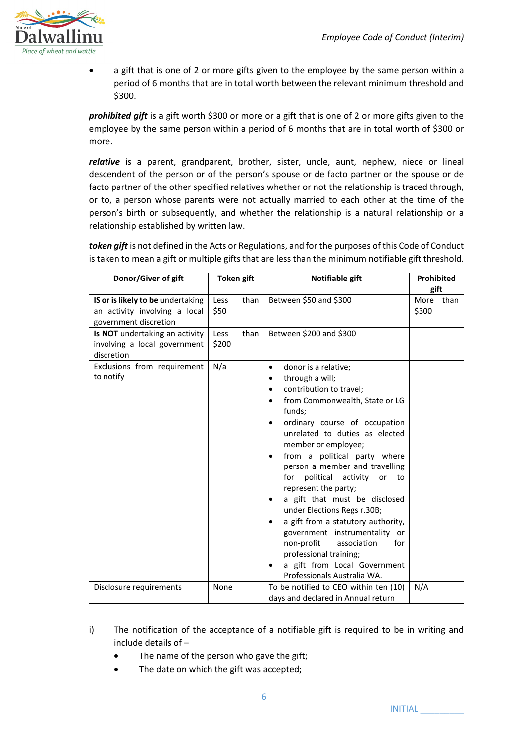- a gift that is one of 2 or more gifts given to the employee by the same person within a period of 6 months that are in total worth between the relevant minimum threshold and $300.

***prohibited gift*** is a gift worth $300 or more or a gift that is one of 2 or more gifts given to the employee by the same person within a period of 6 months that are in total worth of $300 or more.

***relative*** is a parent, grandparent, brother, sister, uncle, aunt, nephew, niece or lineal descendent of the person or of the person's spouse or de facto partner or the spouse or de facto partner of the other specified relatives whether or not the relationship is traced through, or to, a person whose parents were not actually married to each other at the time of the person's birth or subsequently, and whether the relationship is a natural relationship or a relationship established by written law.

***token gift*** is not defined in the Acts or Regulations, and for the purposes of this Code of Conduct is taken to mean a gift or multiple gifts that are less than the minimum notifiable gift threshold.

| Donor/Giver of gift | Token gift | Notifiable gift | Prohibited gift |
|---|---|---|---|
| **IS or is likely to be** undertaking an activity involving a local government discretion | Less than $50 | Between $50 and $300 | More than $300 |
| **Is NOT** undertaking an activity involving a local government discretion | Less than $200 | Between $200 and $300 | |
| Exclusions from requirement to notify | N/a | • donor is a relative;<br>• through a will;<br>• contribution to travel;<br>• from Commonwealth, State or LG funds;<br>• ordinary course of occupation unrelated to duties as elected member or employee;<br>• from a political party where person a member and travelling for political activity or to represent the party;<br>• a gift that must be disclosed under Elections Regs r.30B;<br>• a gift from a statutory authority, government instrumentality or non-profit association for professional training;<br>• a gift from Local Government Professionals Australia WA. | |
| Disclosure requirements | None | To be notified to CEO within ten (10) days and declared in Annual return | N/A |

i) The notification of the acceptance of a notifiable gift is required to be in writing and include details of –
   - The name of the person who gave the gift;
   - The date on which the gift was accepted;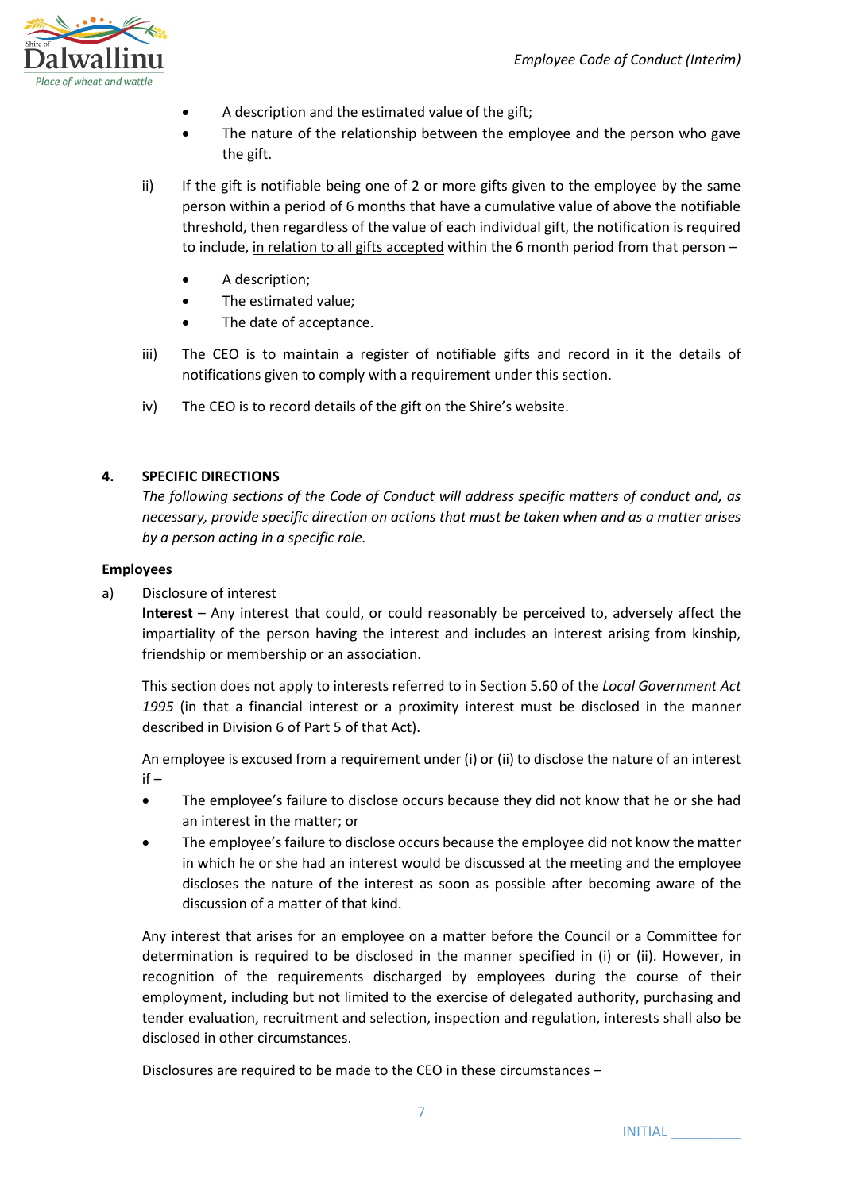- A description and the estimated value of the gift;
- The nature of the relationship between the employee and the person who gave the gift.

ii) If the gift is notifiable being one of 2 or more gifts given to the employee by the same person within a period of 6 months that have a cumulative value of above the notifiable threshold, then regardless of the value of each individual gift, the notification is required to include, <u>in relation to all gifts accepted</u> within the 6 month period from that person –

- A description;
- The estimated value;
- The date of acceptance.

iii) The CEO is to maintain a register of notifiable gifts and record in it the details of notifications given to comply with a requirement under this section.

iv) The CEO is to record details of the gift on the Shire's website.

## 4. SPECIFIC DIRECTIONS

*The following sections of the Code of Conduct will address specific matters of conduct and, as necessary, provide specific direction on actions that must be taken when and as a matter arises by a person acting in a specific role.*

**Employees**

a) Disclosure of interest

**Interest** – Any interest that could, or could reasonably be perceived to, adversely affect the impartiality of the person having the interest and includes an interest arising from kinship, friendship or membership or an association.

This section does not apply to interests referred to in Section 5.60 of the *Local Government Act 1995* (in that a financial interest or a proximity interest must be disclosed in the manner described in Division 6 of Part 5 of that Act).

An employee is excused from a requirement under (i) or (ii) to disclose the nature of an interest if –

- The employee's failure to disclose occurs because they did not know that he or she had an interest in the matter; or
- The employee's failure to disclose occurs because the employee did not know the matter in which he or she had an interest would be discussed at the meeting and the employee discloses the nature of the interest as soon as possible after becoming aware of the discussion of a matter of that kind.

Any interest that arises for an employee on a matter before the Council or a Committee for determination is required to be disclosed in the manner specified in (i) or (ii). However, in recognition of the requirements discharged by employees during the course of their employment, including but not limited to the exercise of delegated authority, purchasing and tender evaluation, recruitment and selection, inspection and regulation, interests shall also be disclosed in other circumstances.

Disclosures are required to be made to the CEO in these circumstances –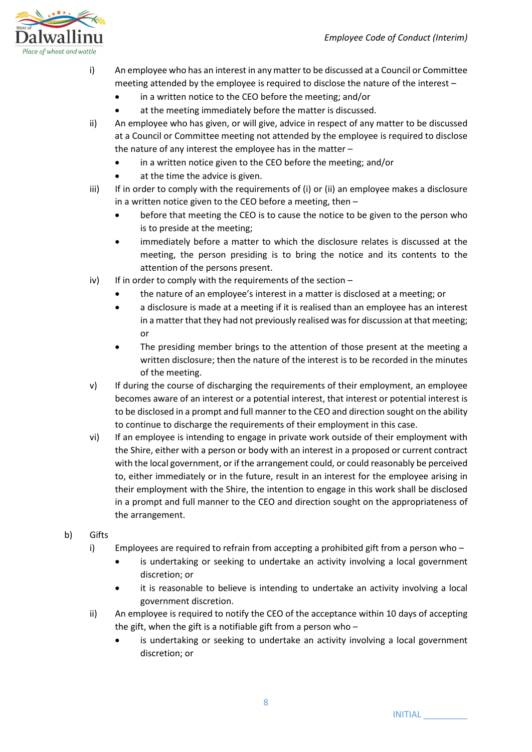i) An employee who has an interest in any matter to be discussed at a Council or Committee meeting attended by the employee is required to disclose the nature of the interest –
   - in a written notice to the CEO before the meeting; and/or
   - at the meeting immediately before the matter is discussed.

ii) An employee who has given, or will give, advice in respect of any matter to be discussed at a Council or Committee meeting not attended by the employee is required to disclose the nature of any interest the employee has in the matter –
   - in a written notice given to the CEO before the meeting; and/or
   - at the time the advice is given.

iii) If in order to comply with the requirements of (i) or (ii) an employee makes a disclosure in a written notice given to the CEO before a meeting, then –
   - before that meeting the CEO is to cause the notice to be given to the person who is to preside at the meeting;
   - immediately before a matter to which the disclosure relates is discussed at the meeting, the person presiding is to bring the notice and its contents to the attention of the persons present.

iv) If in order to comply with the requirements of the section –
   - the nature of an employee's interest in a matter is disclosed at a meeting; or
   - a disclosure is made at a meeting if it is realised than an employee has an interest in a matter that they had not previously realised was for discussion at that meeting; or
   - The presiding member brings to the attention of those present at the meeting a written disclosure; then the nature of the interest is to be recorded in the minutes of the meeting.

v) If during the course of discharging the requirements of their employment, an employee becomes aware of an interest or a potential interest, that interest or potential interest is to be disclosed in a prompt and full manner to the CEO and direction sought on the ability to continue to discharge the requirements of their employment in this case.

vi) If an employee is intending to engage in private work outside of their employment with the Shire, either with a person or body with an interest in a proposed or current contract with the local government, or if the arrangement could, or could reasonably be perceived to, either immediately or in the future, result in an interest for the employee arising in their employment with the Shire, the intention to engage in this work shall be disclosed in a prompt and full manner to the CEO and direction sought on the appropriateness of the arrangement.

b) Gifts

i) Employees are required to refrain from accepting a prohibited gift from a person who –
   - is undertaking or seeking to undertake an activity involving a local government discretion; or
   - it is reasonable to believe is intending to undertake an activity involving a local government discretion.

ii) An employee is required to notify the CEO of the acceptance within 10 days of accepting the gift, when the gift is a notifiable gift from a person who –
   - is undertaking or seeking to undertake an activity involving a local government discretion; or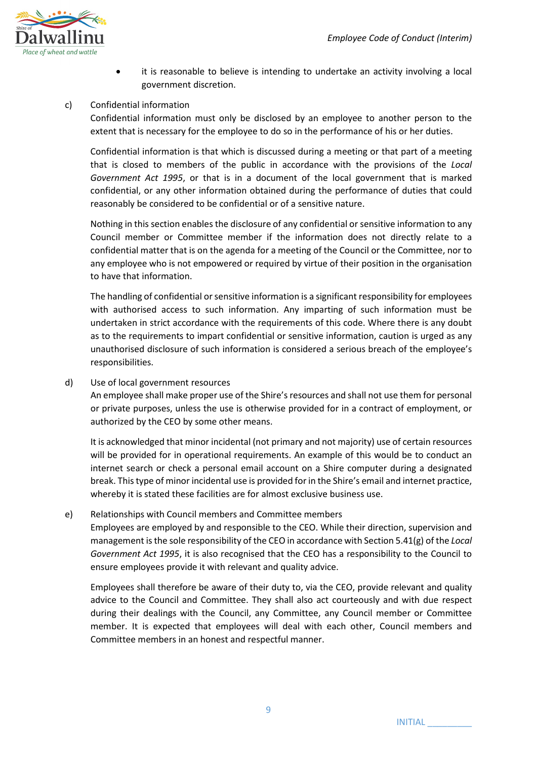- it is reasonable to believe is intending to undertake an activity involving a local government discretion.

c) Confidential information

Confidential information must only be disclosed by an employee to another person to the extent that is necessary for the employee to do so in the performance of his or her duties.

Confidential information is that which is discussed during a meeting or that part of a meeting that is closed to members of the public in accordance with the provisions of the *Local Government Act 1995*, or that is in a document of the local government that is marked confidential, or any other information obtained during the performance of duties that could reasonably be considered to be confidential or of a sensitive nature.

Nothing in this section enables the disclosure of any confidential or sensitive information to any Council member or Committee member if the information does not directly relate to a confidential matter that is on the agenda for a meeting of the Council or the Committee, nor to any employee who is not empowered or required by virtue of their position in the organisation to have that information.

The handling of confidential or sensitive information is a significant responsibility for employees with authorised access to such information. Any imparting of such information must be undertaken in strict accordance with the requirements of this code. Where there is any doubt as to the requirements to impart confidential or sensitive information, caution is urged as any unauthorised disclosure of such information is considered a serious breach of the employee's responsibilities.

d) Use of local government resources

An employee shall make proper use of the Shire's resources and shall not use them for personal or private purposes, unless the use is otherwise provided for in a contract of employment, or authorized by the CEO by some other means.

It is acknowledged that minor incidental (not primary and not majority) use of certain resources will be provided for in operational requirements. An example of this would be to conduct an internet search or check a personal email account on a Shire computer during a designated break. This type of minor incidental use is provided for in the Shire's email and internet practice, whereby it is stated these facilities are for almost exclusive business use.

e) Relationships with Council members and Committee members

Employees are employed by and responsible to the CEO. While their direction, supervision and management is the sole responsibility of the CEO in accordance with Section 5.41(g) of the *Local Government Act 1995*, it is also recognised that the CEO has a responsibility to the Council to ensure employees provide it with relevant and quality advice.

Employees shall therefore be aware of their duty to, via the CEO, provide relevant and quality advice to the Council and Committee. They shall also act courteously and with due respect during their dealings with the Council, any Committee, any Council member or Committee member. It is expected that employees will deal with each other, Council members and Committee members in an honest and respectful manner.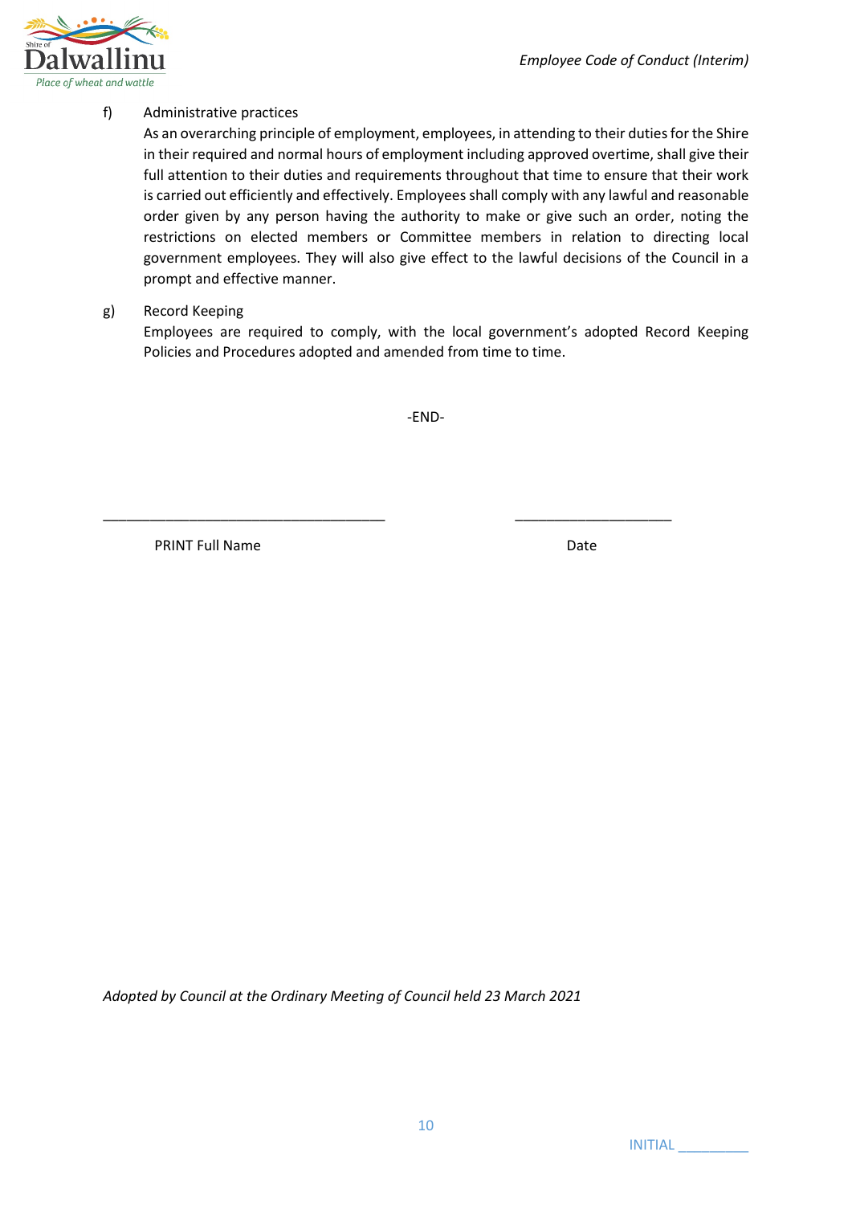f) Administrative practices

As an overarching principle of employment, employees, in attending to their duties for the Shire in their required and normal hours of employment including approved overtime, shall give their full attention to their duties and requirements throughout that time to ensure that their work is carried out efficiently and effectively. Employees shall comply with any lawful and reasonable order given by any person having the authority to make or give such an order, noting the restrictions on elected members or Committee members in relation to directing local government employees. They will also give effect to the lawful decisions of the Council in a prompt and effective manner.

g) Record Keeping

Employees are required to comply, with the local government's adopted Record Keeping Policies and Procedures adopted and amended from time to time.

-END-

\_\_\_\_\_\_\_\_\_\_\_\_\_\_\_\_\_\_\_\_\_\_\_\_\_\_\_\_\_\_\_\_\_\_\_\_ \_\_\_\_\_\_\_\_\_\_\_\_\_\_\_\_\_\_\_\_

PRINT Full Name Date

*Adopted by Council at the Ordinary Meeting of Council held 23 March 2021*

INITIAL \_\_\_\_\_\_\_\_\_